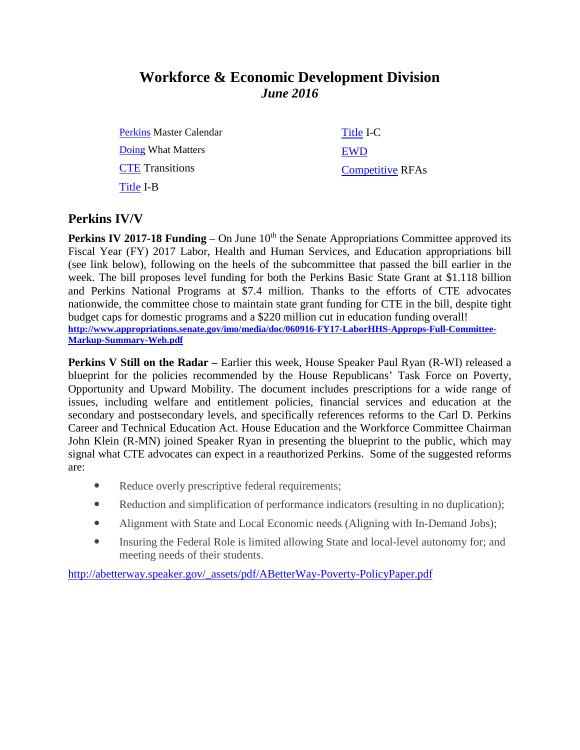# Workforce & Economic Development Division
## *June 2016*

[Perkins](#) Master Calendar
[Doing](#) What Matters
[CTE](#) Transitions
[Title](#) I-B
[Title](#) I-C
[EWD](#)
[Competitive](#) RFAs

## Perkins IV/V

**Perkins IV 2017-18 Funding** – On June 10th the Senate Appropriations Committee approved its Fiscal Year (FY) 2017 Labor, Health and Human Services, and Education appropriations bill (see link below), following on the heels of the subcommittee that passed the bill earlier in the week. The bill proposes level funding for both the Perkins Basic State Grant at $1.118 billion and Perkins National Programs at $7.4 million. Thanks to the efforts of CTE advocates nationwide, the committee chose to maintain state grant funding for CTE in the bill, despite tight budget caps for domestic programs and a $220 million cut in education funding overall!
**http://www.appropriations.senate.gov/imo/media/doc/060916-FY17-LaborHHS-Approps-Full-Committee-Markup-Summary-Web.pdf**

**Perkins V Still on the Radar –** Earlier this week, House Speaker Paul Ryan (R-WI) released a blueprint for the policies recommended by the House Republicans' Task Force on Poverty, Opportunity and Upward Mobility. The document includes prescriptions for a wide range of issues, including welfare and entitlement policies, financial services and education at the secondary and postsecondary levels, and specifically references reforms to the Carl D. Perkins Career and Technical Education Act. House Education and the Workforce Committee Chairman John Klein (R-MN) joined Speaker Ryan in presenting the blueprint to the public, which may signal what CTE advocates can expect in a reauthorized Perkins. Some of the suggested reforms are:

- Reduce overly prescriptive federal requirements;
- Reduction and simplification of performance indicators (resulting in no duplication);
- Alignment with State and Local Economic needs (Aligning with In-Demand Jobs);
- Insuring the Federal Role is limited allowing State and local-level autonomy for; and meeting needs of their students.

http://abetterway.speaker.gov/_assets/pdf/ABetterWay-Poverty-PolicyPaper.pdf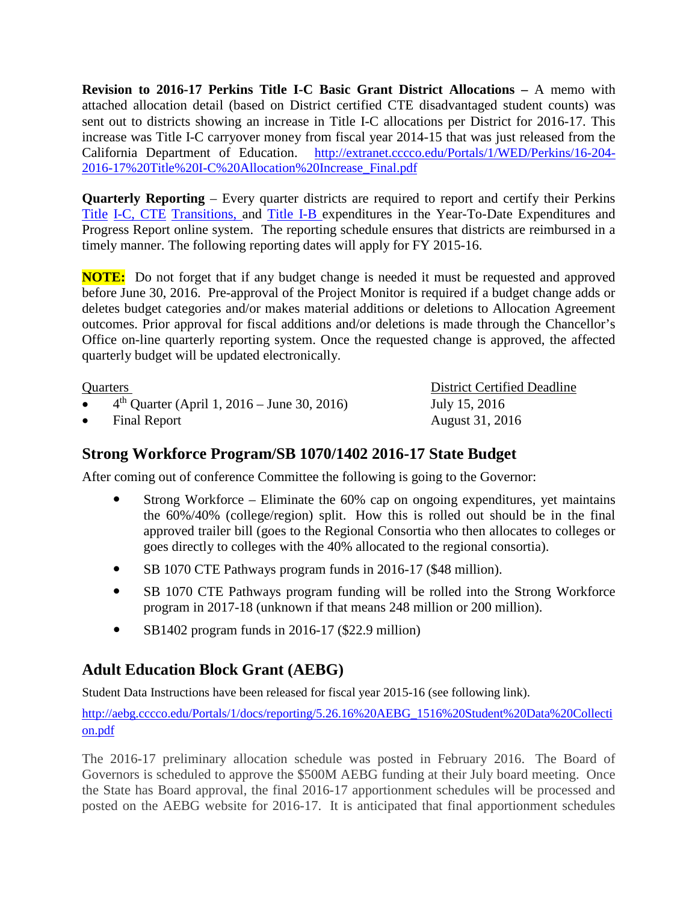**Revision to 2016-17 Perkins Title I-C Basic Grant District Allocations –** A memo with attached allocation detail (based on District certified CTE disadvantaged student counts) was sent out to districts showing an increase in Title I-C allocations per District for 2016-17. This increase was Title I-C carryover money from fiscal year 2014-15 that was just released from the California Department of Education. http://extranet.cccco.edu/Portals/1/WED/Perkins/16-204-2016-17%20Title%20I-C%20Allocation%20Increase_Final.pdf

**Quarterly Reporting** – Every quarter districts are required to report and certify their Perkins Title I-C, CTE Transitions, and Title I-B expenditures in the Year-To-Date Expenditures and Progress Report online system. The reporting schedule ensures that districts are reimbursed in a timely manner. The following reporting dates will apply for FY 2015-16.

**NOTE:** Do not forget that if any budget change is needed it must be requested and approved before June 30, 2016. Pre-approval of the Project Monitor is required if a budget change adds or deletes budget categories and/or makes material additions or deletions to Allocation Agreement outcomes. Prior approval for fiscal additions and/or deletions is made through the Chancellor's Office on-line quarterly reporting system. Once the requested change is approved, the affected quarterly budget will be updated electronically.

| Quarters | District Certified Deadline |
|---|---|
| • 4th Quarter (April 1, 2016 – June 30, 2016) | July 15, 2016 |
| • Final Report | August 31, 2016 |

## Strong Workforce Program/SB 1070/1402 2016-17 State Budget

After coming out of conference Committee the following is going to the Governor:

- Strong Workforce – Eliminate the 60% cap on ongoing expenditures, yet maintains the 60%/40% (college/region) split. How this is rolled out should be in the final approved trailer bill (goes to the Regional Consortia who then allocates to colleges or goes directly to colleges with the 40% allocated to the regional consortia).
- SB 1070 CTE Pathways program funds in 2016-17 ($48 million).
- SB 1070 CTE Pathways program funding will be rolled into the Strong Workforce program in 2017-18 (unknown if that means 248 million or 200 million).
- SB1402 program funds in 2016-17 ($22.9 million)

## Adult Education Block Grant (AEBG)

Student Data Instructions have been released for fiscal year 2015-16 (see following link).

http://aebg.cccco.edu/Portals/1/docs/reporting/5.26.16%20AEBG_1516%20Student%20Data%20Collection.pdf

The 2016-17 preliminary allocation schedule was posted in February 2016. The Board of Governors is scheduled to approve the $500M AEBG funding at their July board meeting. Once the State has Board approval, the final 2016-17 apportionment schedules will be processed and posted on the AEBG website for 2016-17. It is anticipated that final apportionment schedules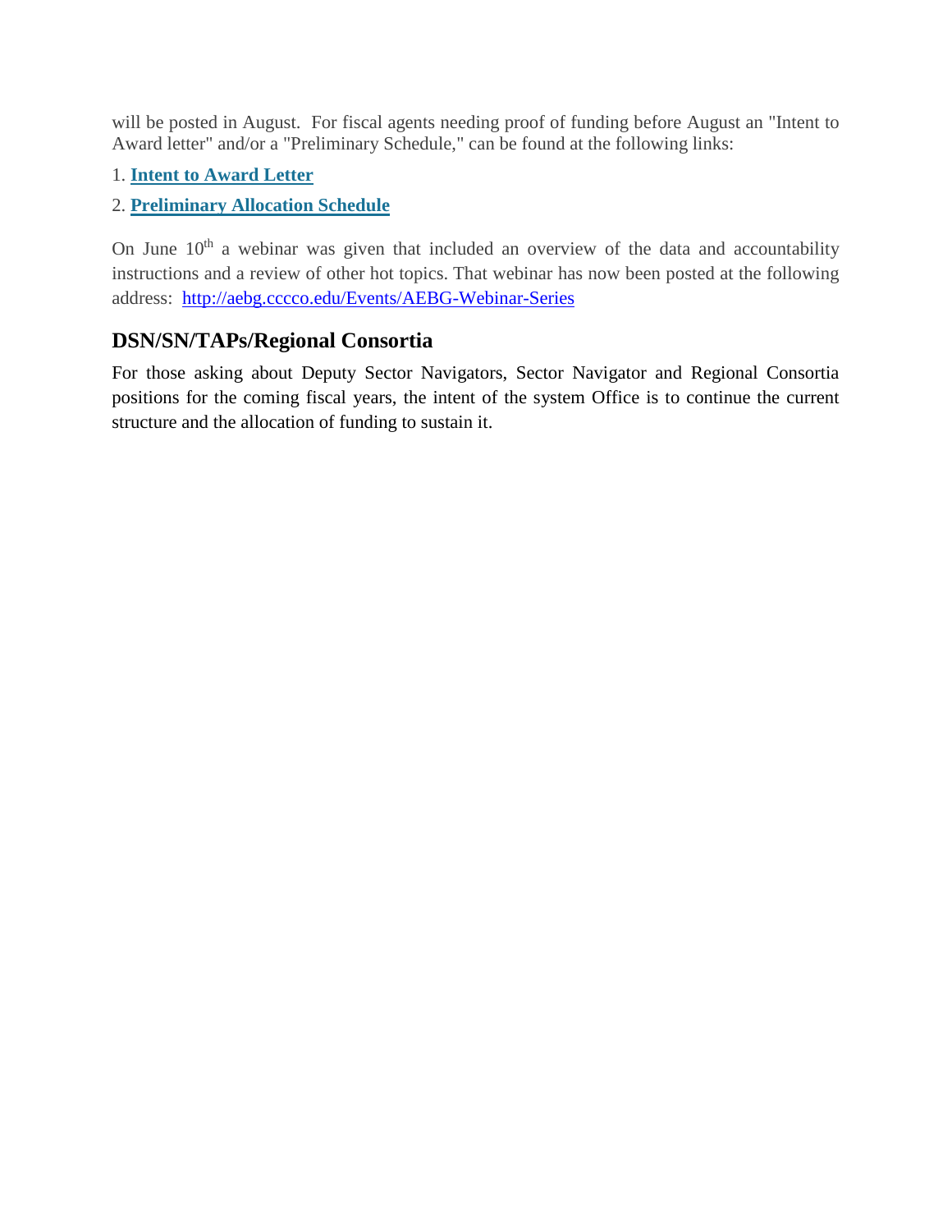will be posted in August. For fiscal agents needing proof of funding before August an "Intent to Award letter" and/or a "Preliminary Schedule," can be found at the following links:

1. **Intent to Award Letter**
2. **Preliminary Allocation Schedule**

On June 10th a webinar was given that included an overview of the data and accountability instructions and a review of other hot topics. That webinar has now been posted at the following address: http://aebg.cccco.edu/Events/AEBG-Webinar-Series

## DSN/SN/TAPs/Regional Consortia

For those asking about Deputy Sector Navigators, Sector Navigator and Regional Consortia positions for the coming fiscal years, the intent of the system Office is to continue the current structure and the allocation of funding to sustain it.